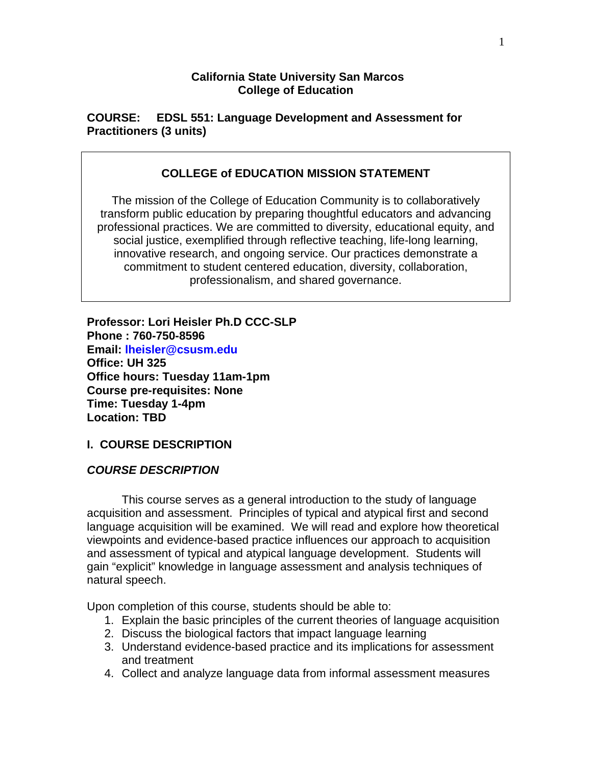**California State University San Marcos**
**College of Education**

**COURSE: EDSL 551: Language Development and Assessment for Practitioners (3 units)**

## COLLEGE of EDUCATION MISSION STATEMENT

The mission of the College of Education Community is to collaboratively transform public education by preparing thoughtful educators and advancing professional practices. We are committed to diversity, educational equity, and social justice, exemplified through reflective teaching, life-long learning, innovative research, and ongoing service. Our practices demonstrate a commitment to student centered education, diversity, collaboration, professionalism, and shared governance.

**Professor: Lori Heisler Ph.D CCC-SLP**
**Phone : 760-750-8596**
**Email: lheisler@csusm.edu**
**Office: UH 325**
**Office hours: Tuesday 11am-1pm**
**Course pre-requisites: None**
**Time: Tuesday 1-4pm**
**Location: TBD**

## I. COURSE DESCRIPTION

### *COURSE DESCRIPTION*

This course serves as a general introduction to the study of language acquisition and assessment. Principles of typical and atypical first and second language acquisition will be examined. We will read and explore how theoretical viewpoints and evidence-based practice influences our approach to acquisition and assessment of typical and atypical language development. Students will gain "explicit" knowledge in language assessment and analysis techniques of natural speech.

Upon completion of this course, students should be able to:

1. Explain the basic principles of the current theories of language acquisition
2. Discuss the biological factors that impact language learning
3. Understand evidence-based practice and its implications for assessment and treatment
4. Collect and analyze language data from informal assessment measures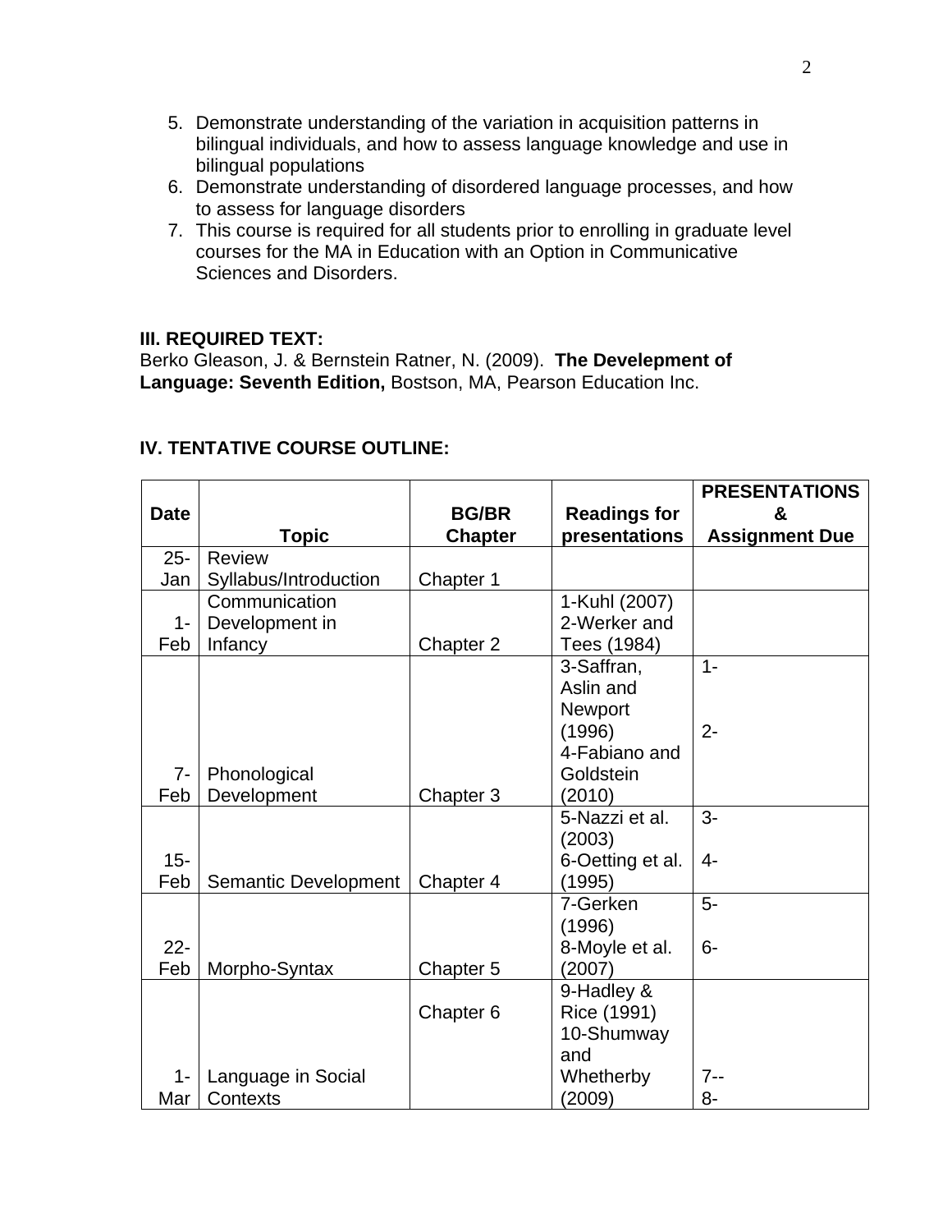5. Demonstrate understanding of the variation in acquisition patterns in bilingual individuals, and how to assess language knowledge and use in bilingual populations
6. Demonstrate understanding of disordered language processes, and how to assess for language disorders
7. This course is required for all students prior to enrolling in graduate level courses for the MA in Education with an Option in Communicative Sciences and Disorders.

### III. REQUIRED TEXT:

Berko Gleason, J. & Bernstein Ratner, N. (2009). **The Develepment of Language: Seventh Edition,** Bostson, MA, Pearson Education Inc.

### IV. TENTATIVE COURSE OUTLINE:

| Date | Topic | BG/BR Chapter | Readings for presentations | PRESENTATIONS & Assignment Due |
|---|---|---|---|---|
| 25-Jan | Review Syllabus/Introduction | Chapter 1 | | |
| 1-Feb | Communication Development in Infancy | Chapter 2 | 1-Kuhl (2007)<br>2-Werker and Tees (1984) | |
| 7-Feb | Phonological Development | Chapter 3 | 3-Saffran, Aslin and Newport (1996)<br>4-Fabiano and Goldstein (2010) | 1-<br>2- |
| 15-Feb | Semantic Development | Chapter 4 | 5-Nazzi et al. (2003)<br>6-Oetting et al. (1995) | 3-<br>4- |
| 22-Feb | Morpho-Syntax | Chapter 5 | 7-Gerken (1996)<br>8-Moyle et al. (2007) | 5-<br>6- |
| 1-Mar | Language in Social Contexts | Chapter 6 | 9-Hadley & Rice (1991)<br>10-Shumway and Whetherby (2009) | 7--<br>8- |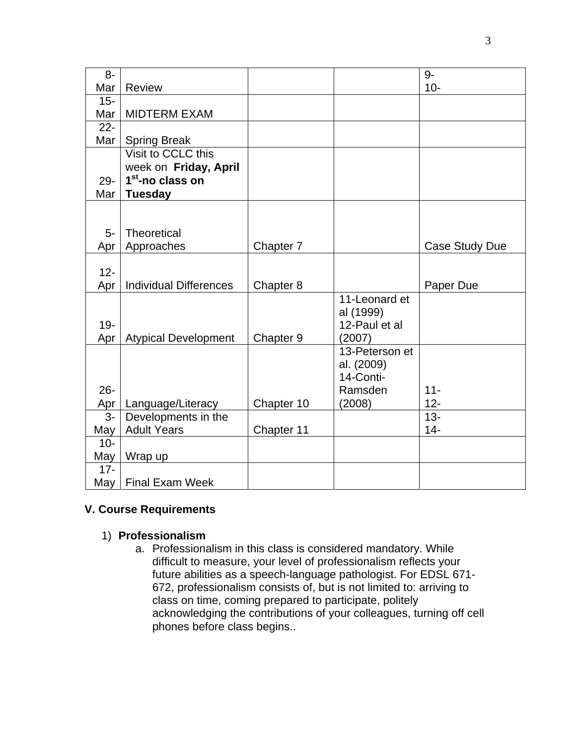| 8-Mar | Review | | | 9-<br>10- |
|---|---|---|---|---|
| 15-Mar | MIDTERM EXAM | | | |
| 22-Mar | Spring Break | | | |
| 29-Mar | Visit to CCLC this week on **Friday, April 1st-no class on Tuesday** | | | |
| 5-Apr | Theoretical Approaches | Chapter 7 | | Case Study Due |
| 12-Apr | Individual Differences | Chapter 8 | | Paper Due |
| 19-Apr | Atypical Development | Chapter 9 | 11-Leonard et al (1999)<br>12-Paul et al (2007) | |
| 26-Apr | Language/Literacy | Chapter 10 | 13-Peterson et al. (2009)<br>14-Conti-Ramsden (2008) | 11-<br>12- |
| 3-May | Developments in the Adult Years | Chapter 11 | | 13-<br>14- |
| 10-May | Wrap up | | | |
| 17-May | Final Exam Week | | | |

## V. Course Requirements

1) **Professionalism**
   a. Professionalism in this class is considered mandatory. While difficult to measure, your level of professionalism reflects your future abilities as a speech-language pathologist. For EDSL 671-672, professionalism consists of, but is not limited to: arriving to class on time, coming prepared to participate, politely acknowledging the contributions of your colleagues, turning off cell phones before class begins..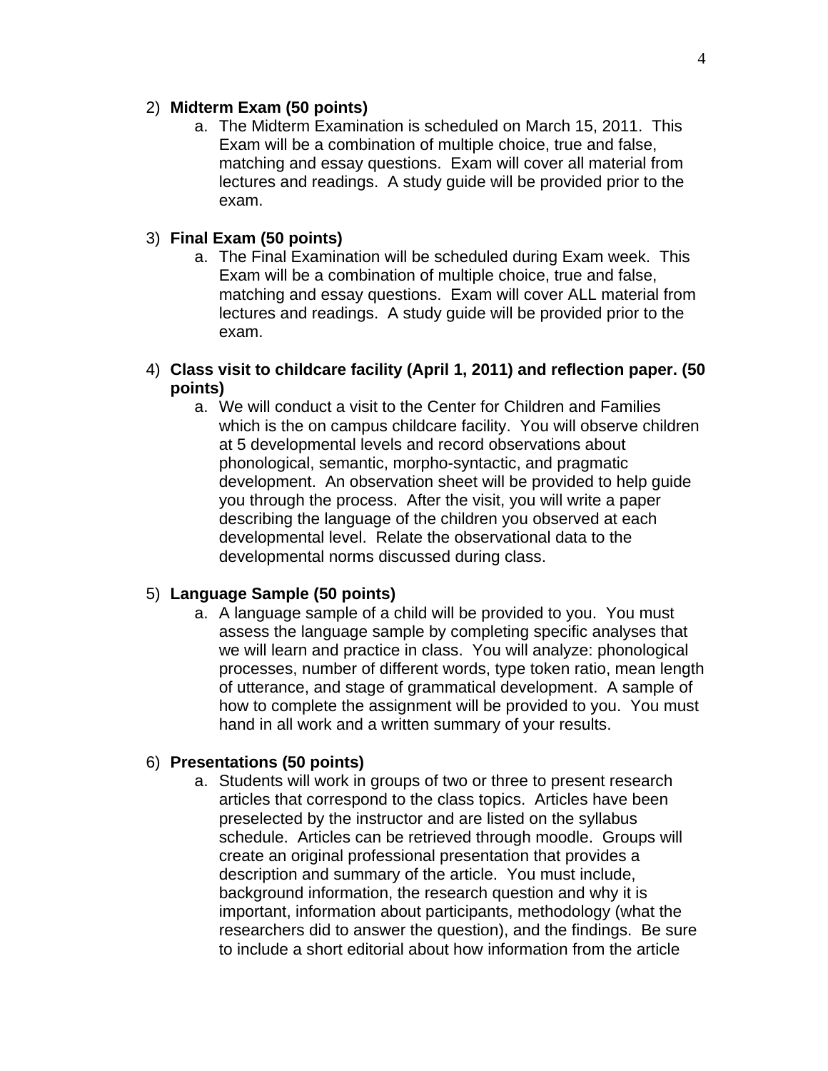2) **Midterm Exam (50 points)**
   a. The Midterm Examination is scheduled on March 15, 2011. This Exam will be a combination of multiple choice, true and false, matching and essay questions. Exam will cover all material from lectures and readings. A study guide will be provided prior to the exam.

3) **Final Exam (50 points)**
   a. The Final Examination will be scheduled during Exam week. This Exam will be a combination of multiple choice, true and false, matching and essay questions. Exam will cover ALL material from lectures and readings. A study guide will be provided prior to the exam.

4) **Class visit to childcare facility (April 1, 2011) and reflection paper. (50 points)**
   a. We will conduct a visit to the Center for Children and Families which is the on campus childcare facility. You will observe children at 5 developmental levels and record observations about phonological, semantic, morpho-syntactic, and pragmatic development. An observation sheet will be provided to help guide you through the process. After the visit, you will write a paper describing the language of the children you observed at each developmental level. Relate the observational data to the developmental norms discussed during class.

5) **Language Sample (50 points)**
   a. A language sample of a child will be provided to you. You must assess the language sample by completing specific analyses that we will learn and practice in class. You will analyze: phonological processes, number of different words, type token ratio, mean length of utterance, and stage of grammatical development. A sample of how to complete the assignment will be provided to you. You must hand in all work and a written summary of your results.

6) **Presentations (50 points)**
   a. Students will work in groups of two or three to present research articles that correspond to the class topics. Articles have been preselected by the instructor and are listed on the syllabus schedule. Articles can be retrieved through moodle. Groups will create an original professional presentation that provides a description and summary of the article. You must include, background information, the research question and why it is important, information about participants, methodology (what the researchers did to answer the question), and the findings. Be sure to include a short editorial about how information from the article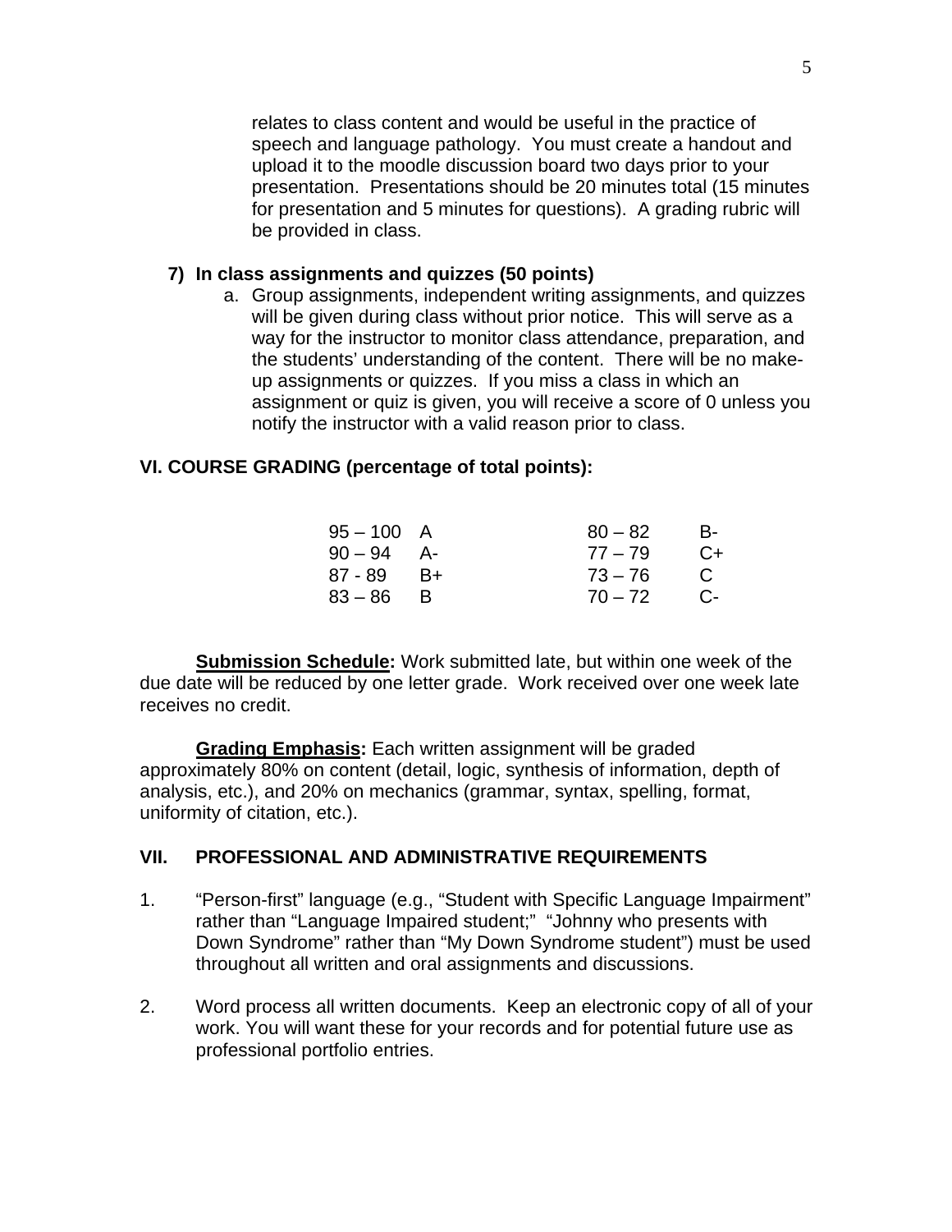relates to class content and would be useful in the practice of speech and language pathology. You must create a handout and upload it to the moodle discussion board two days prior to your presentation. Presentations should be 20 minutes total (15 minutes for presentation and 5 minutes for questions). A grading rubric will be provided in class.

**7) In class assignments and quizzes (50 points)**

a. Group assignments, independent writing assignments, and quizzes will be given during class without prior notice. This will serve as a way for the instructor to monitor class attendance, preparation, and the students' understanding of the content. There will be no make-up assignments or quizzes. If you miss a class in which an assignment or quiz is given, you will receive a score of 0 unless you notify the instructor with a valid reason prior to class.

## VI. COURSE GRADING (percentage of total points):

| | | | |
|---|---|---|---|
| 95 – 100 | A | 80 – 82 | B- |
| 90 – 94 | A- | 77 – 79 | C+ |
| 87 - 89 | B+ | 73 – 76 | C |
| 83 – 86 | B | 70 – 72 | C- |

**Submission Schedule:** Work submitted late, but within one week of the due date will be reduced by one letter grade. Work received over one week late receives no credit.

**Grading Emphasis:** Each written assignment will be graded approximately 80% on content (detail, logic, synthesis of information, depth of analysis, etc.), and 20% on mechanics (grammar, syntax, spelling, format, uniformity of citation, etc.).

## VII. PROFESSIONAL AND ADMINISTRATIVE REQUIREMENTS

1. "Person-first" language (e.g., "Student with Specific Language Impairment" rather than "Language Impaired student;" "Johnny who presents with Down Syndrome" rather than "My Down Syndrome student") must be used throughout all written and oral assignments and discussions.

2. Word process all written documents. Keep an electronic copy of all of your work. You will want these for your records and for potential future use as professional portfolio entries.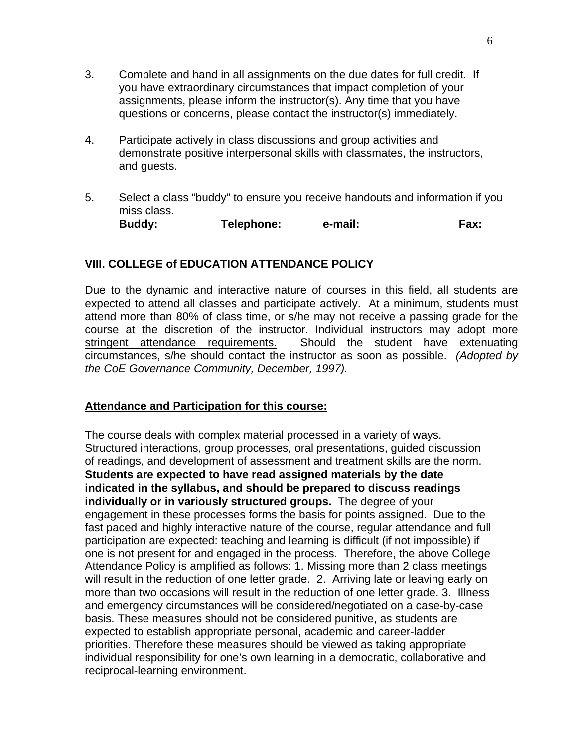3. Complete and hand in all assignments on the due dates for full credit. If you have extraordinary circumstances that impact completion of your assignments, please inform the instructor(s). Any time that you have questions or concerns, please contact the instructor(s) immediately.

4. Participate actively in class discussions and group activities and demonstrate positive interpersonal skills with classmates, the instructors, and guests.

5. Select a class "buddy" to ensure you receive handouts and information if you miss class.
   **Buddy:** **Telephone:** **e-mail:** **Fax:**

## VIII. COLLEGE of EDUCATION ATTENDANCE POLICY

Due to the dynamic and interactive nature of courses in this field, all students are expected to attend all classes and participate actively. At a minimum, students must attend more than 80% of class time, or s/he may not receive a passing grade for the course at the discretion of the instructor. Individual instructors may adopt more stringent attendance requirements. Should the student have extenuating circumstances, s/he should contact the instructor as soon as possible. *(Adopted by the CoE Governance Community, December, 1997).*

**Attendance and Participation for this course:**

The course deals with complex material processed in a variety of ways. Structured interactions, group processes, oral presentations, guided discussion of readings, and development of assessment and treatment skills are the norm. **Students are expected to have read assigned materials by the date indicated in the syllabus, and should be prepared to discuss readings individually or in variously structured groups.** The degree of your engagement in these processes forms the basis for points assigned. Due to the fast paced and highly interactive nature of the course, regular attendance and full participation are expected: teaching and learning is difficult (if not impossible) if one is not present for and engaged in the process. Therefore, the above College Attendance Policy is amplified as follows: 1. Missing more than 2 class meetings will result in the reduction of one letter grade. 2. Arriving late or leaving early on more than two occasions will result in the reduction of one letter grade. 3. Illness and emergency circumstances will be considered/negotiated on a case-by-case basis. These measures should not be considered punitive, as students are expected to establish appropriate personal, academic and career-ladder priorities. Therefore these measures should be viewed as taking appropriate individual responsibility for one's own learning in a democratic, collaborative and reciprocal-learning environment.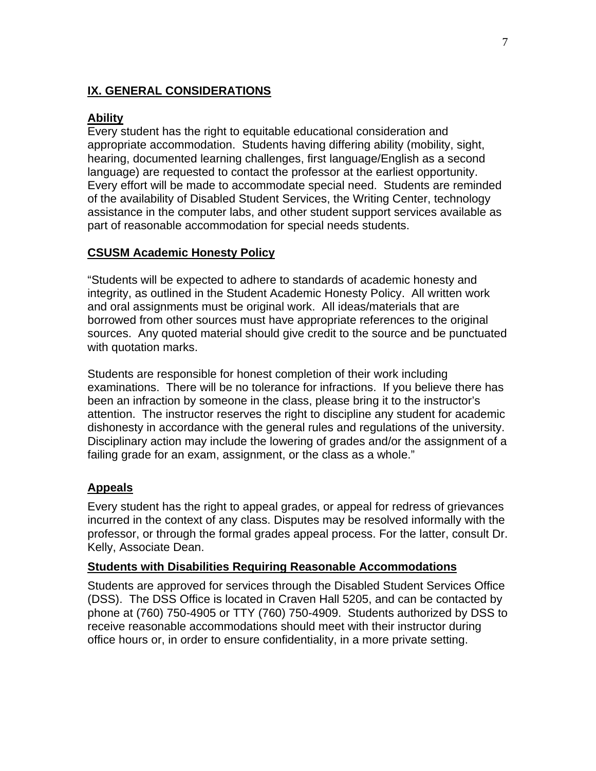## IX. GENERAL CONSIDERATIONS

### Ability

Every student has the right to equitable educational consideration and appropriate accommodation. Students having differing ability (mobility, sight, hearing, documented learning challenges, first language/English as a second language) are requested to contact the professor at the earliest opportunity. Every effort will be made to accommodate special need. Students are reminded of the availability of Disabled Student Services, the Writing Center, technology assistance in the computer labs, and other student support services available as part of reasonable accommodation for special needs students.

### CSUSM Academic Honesty Policy

"Students will be expected to adhere to standards of academic honesty and integrity, as outlined in the Student Academic Honesty Policy. All written work and oral assignments must be original work. All ideas/materials that are borrowed from other sources must have appropriate references to the original sources. Any quoted material should give credit to the source and be punctuated with quotation marks.

Students are responsible for honest completion of their work including examinations. There will be no tolerance for infractions. If you believe there has been an infraction by someone in the class, please bring it to the instructor's attention. The instructor reserves the right to discipline any student for academic dishonesty in accordance with the general rules and regulations of the university. Disciplinary action may include the lowering of grades and/or the assignment of a failing grade for an exam, assignment, or the class as a whole."

### Appeals

Every student has the right to appeal grades, or appeal for redress of grievances incurred in the context of any class. Disputes may be resolved informally with the professor, or through the formal grades appeal process. For the latter, consult Dr. Kelly, Associate Dean.

### Students with Disabilities Requiring Reasonable Accommodations

Students are approved for services through the Disabled Student Services Office (DSS). The DSS Office is located in Craven Hall 5205, and can be contacted by phone at (760) 750-4905 or TTY (760) 750-4909. Students authorized by DSS to receive reasonable accommodations should meet with their instructor during office hours or, in order to ensure confidentiality, in a more private setting.